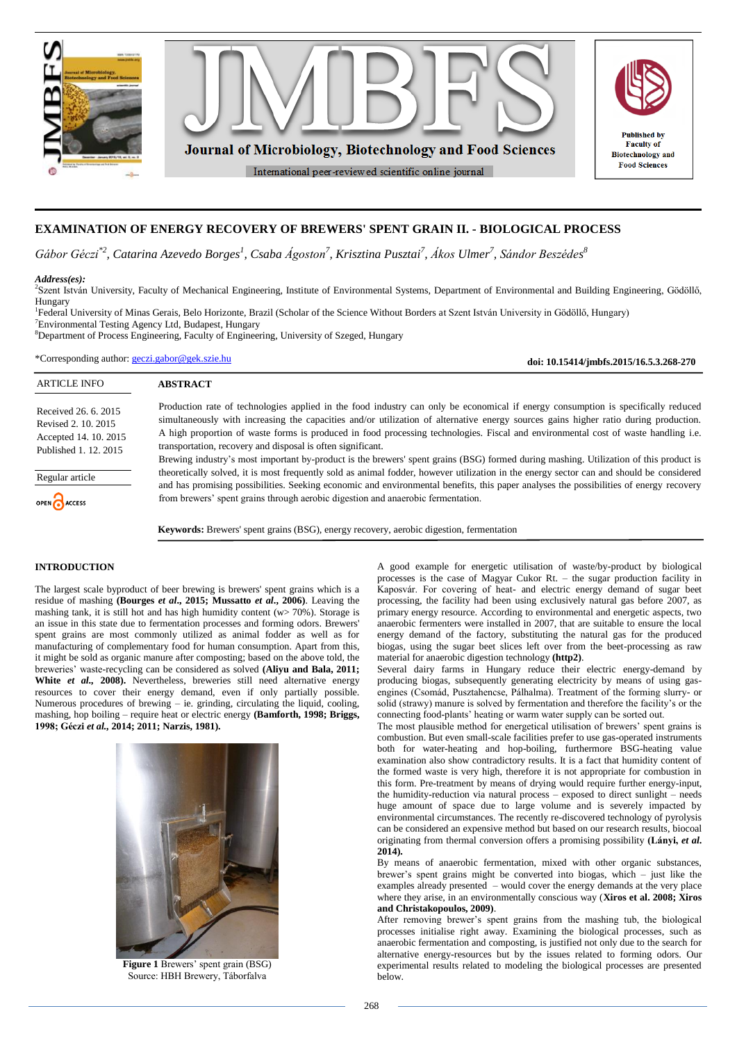# EXAMINATION OF ENERGY RECOVERY OF BREWERS' SPENT GRAIN II. - BIOLOGICAL PROCESS

*Gábor Géczi*[*2], *Catarina Azevedo Borges*[1], *Csaba Ágoston*[7], *Krisztina Pusztai*[7], *Ákos Ulmer*[7], *Sándor Beszédes*[8]

***Address(es):***
[2]Szent István University, Faculty of Mechanical Engineering, Institute of Environmental Systems, Department of Environmental and Building Engineering, Gödöllő, Hungary
[1]Federal University of Minas Gerais, Belo Horizonte, Brazil (Scholar of the Science Without Borders at Szent István University in Gödöllő, Hungary)
[7]Environmental Testing Agency Ltd, Budapest, Hungary
[8]Department of Process Engineering, Faculty of Engineering, University of Szeged, Hungary

*Corresponding author: geczi.gabor@gek.szie.hu

**doi: 10.15414/jmbfs.2015/16.5.3.268-270**

ARTICLE INFO

Received 26. 6. 2015
Revised 2. 10. 2015
Accepted 14. 10. 2015
Published 1. 12. 2015

Regular article

OPEN ACCESS

## ABSTRACT

Production rate of technologies applied in the food industry can only be economical if energy consumption is specifically reduced simultaneously with increasing the capacities and/or utilization of alternative energy sources gains higher ratio during production. A high proportion of waste forms is produced in food processing technologies. Fiscal and environmental cost of waste handling i.e. transportation, recovery and disposal is often significant.

Brewing industry's most important by-product is the brewers' spent grains (BSG) formed during mashing. Utilization of this product is theoretically solved, it is most frequently sold as animal fodder, however utilization in the energy sector can and should be considered and has promising possibilities. Seeking economic and environmental benefits, this paper analyses the possibilities of energy recovery from brewers' spent grains through aerobic digestion and anaerobic fermentation.

**Keywords:** Brewers' spent grains (BSG), energy recovery, aerobic digestion, fermentation

## INTRODUCTION

The largest scale byproduct of beer brewing is brewers' spent grains which is a residue of mashing **(Bourges *et al.*, 2015; Mussatto *et al.*, 2006)**. Leaving the mashing tank, it is still hot and has high humidity content (w> 70%). Storage is an issue in this state due to fermentation processes and forming odors. Brewers' spent grains are most commonly utilized as animal fodder as well as for manufacturing of complementary food for human consumption. Apart from this, it might be sold as organic manure after composting; based on the above told, the breweries' waste-recycling can be considered as solved **(Aliyu and Bala, 2011; White *et al.*, 2008).** Nevertheless, breweries still need alternative energy resources to cover their energy demand, even if only partially possible. Numerous procedures of brewing – ie. grinding, circulating the liquid, cooling, mashing, hop boiling – require heat or electric energy **(Bamforth, 1998; Briggs, 1998; Géczi *et al.*, 2014; 2011; Narzis, 1981).**

**Figure 1** Brewers' spent grain (BSG)
Source: HBH Brewery, Táborfalva

A good example for energetic utilisation of waste/by-product by biological processes is the case of Magyar Cukor Rt. – the sugar production facility in Kaposvár. For covering of heat- and electric energy demand of sugar beet processing, the facility had been using exclusively natural gas before 2007, as primary energy resource. According to environmental and energetic aspects, two anaerobic fermenters were installed in 2007, that are suitable to ensure the local energy demand of the factory, substituting the natural gas for the produced biogas, using the sugar beet slices left over from the beet-processing as raw material for anaerobic digestion technology **(http2)**.

Several dairy farms in Hungary reduce their electric energy-demand by producing biogas, subsequently generating electricity by means of using gas-engines (Csomád, Pusztahencse, Pálhalma). Treatment of the forming slurry- or solid (strawy) manure is solved by fermentation and therefore the facility's or the connecting food-plants' heating or warm water supply can be sorted out.

The most plausible method for energetical utilisation of brewers' spent grains is combustion. But even small-scale facilities prefer to use gas-operated instruments both for water-heating and hop-boiling, furthermore BSG-heating value examination also show contradictory results. It is a fact that humidity content of the formed waste is very high, therefore it is not appropriate for combustion in this form. Pre-treatment by means of drying would require further energy-input, the humidity-reduction via natural process – exposed to direct sunlight – needs huge amount of space due to large volume and is severely impacted by environmental circumstances. The recently re-discovered technology of pyrolysis can be considered an expensive method but based on our research results, biocoal originating from thermal conversion offers a promising possibility **(Lányi, *et al.* 2014).**

By means of anaerobic fermentation, mixed with other organic substances, brewer's spent grains might be converted into biogas, which – just like the examples already presented – would cover the energy demands at the very place where they arise, in an environmentally conscious way (**Xiros et al. 2008; Xiros and Christakopoulos, 2009**).

After removing brewer's spent grains from the mashing tub, the biological processes initialise right away. Examining the biological processes, such as anaerobic fermentation and composting, is justified not only due to the search for alternative energy-resources but by the issues related to forming odors. Our experimental results related to modeling the biological processes are presented below.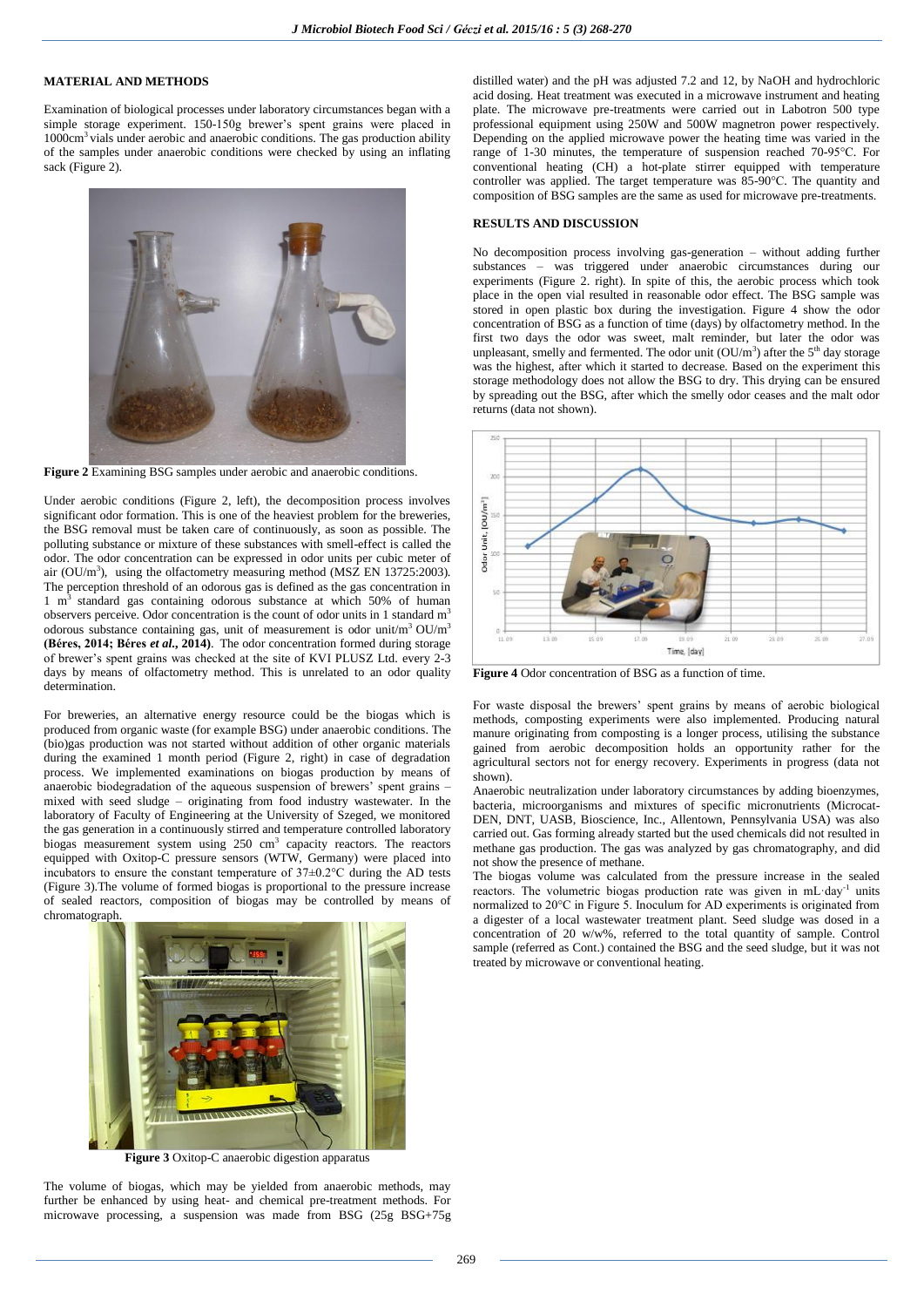## MATERIAL AND METHODS

Examination of biological processes under laboratory circumstances began with a simple storage experiment. 150-150g brewer's spent grains were placed in 1000cm$^3$ vials under aerobic and anaerobic conditions. The gas production ability of the samples under anaerobic conditions were checked by using an inflating sack (Figure 2).

**Figure 2** Examining BSG samples under aerobic and anaerobic conditions.

Under aerobic conditions (Figure 2, left), the decomposition process involves significant odor formation. This is one of the heaviest problem for the breweries, the BSG removal must be taken care of continuously, as soon as possible. The polluting substance or mixture of these substances with smell-effect is called the odor. The odor concentration can be expressed in odor units per cubic meter of air (OU/m$^3$), using the olfactometry measuring method (MSZ EN 13725:2003). The perception threshold of an odorous gas is defined as the gas concentration in 1 m$^3$ standard gas containing odorous substance at which 50% of human observers perceive. Odor concentration is the count of odor units in 1 standard m$^3$ odorous substance containing gas, unit of measurement is odor unit/m$^3$ OU/m$^3$ **(Béres, 2014; Béres *et al.*, 2014)**. The odor concentration formed during storage of brewer's spent grains was checked at the site of KVI PLUSZ Ltd. every 2-3 days by means of olfactometry method. This is unrelated to an odor quality determination.

For breweries, an alternative energy resource could be the biogas which is produced from organic waste (for example BSG) under anaerobic conditions. The (bio)gas production was not started without addition of other organic materials during the examined 1 month period (Figure 2, right) in case of degradation process. We implemented examinations on biogas production by means of anaerobic biodegradation of the aqueous suspension of brewers' spent grains – mixed with seed sludge – originating from food industry wastewater. In the laboratory of Faculty of Engineering at the University of Szeged, we monitored the gas generation in a continuously stirred and temperature controlled laboratory biogas measurement system using 250 cm$^3$ capacity reactors. The reactors equipped with Oxitop-C pressure sensors (WTW, Germany) were placed into incubators to ensure the constant temperature of 37±0.2°C during the AD tests (Figure 3).The volume of formed biogas is proportional to the pressure increase of sealed reactors, composition of biogas may be controlled by means of chromatograph.

**Figure 3** Oxitop-C anaerobic digestion apparatus

The volume of biogas, which may be yielded from anaerobic methods, may further be enhanced by using heat- and chemical pre-treatment methods. For microwave processing, a suspension was made from BSG (25g BSG+75g distilled water) and the pH was adjusted 7.2 and 12, by NaOH and hydrochloric acid dosing. Heat treatment was executed in a microwave instrument and heating plate. The microwave pre-treatments were carried out in Labotron 500 type professional equipment using 250W and 500W magnetron power respectively. Depending on the applied microwave power the heating time was varied in the range of 1-30 minutes, the temperature of suspension reached 70-95°C. For conventional heating (CH) a hot-plate stirrer equipped with temperature controller was applied. The target temperature was 85-90°C. The quantity and composition of BSG samples are the same as used for microwave pre-treatments.

## RESULTS AND DISCUSSION

No decomposition process involving gas-generation – without adding further substances – was triggered under anaerobic circumstances during our experiments (Figure 2. right). In spite of this, the aerobic process which took place in the open vial resulted in reasonable odor effect. The BSG sample was stored in open plastic box during the investigation. Figure 4 show the odor concentration of BSG as a function of time (days) by olfactometry method. In the first two days the odor was sweet, malt reminder, but later the odor was unpleasant, smelly and fermented. The odor unit (OU/m$^3$) after the 5$^{th}$ day storage was the highest, after which it started to decrease. Based on the experiment this storage methodology does not allow the BSG to dry. This drying can be ensured by spreading out the BSG, after which the smelly odor ceases and the malt odor returns (data not shown).

**Figure 4** Odor concentration of BSG as a function of time.

For waste disposal the brewers' spent grains by means of aerobic biological methods, composting experiments were also implemented. Producing natural manure originating from composting is a longer process, utilising the substance gained from aerobic decomposition holds an opportunity rather for the agricultural sectors not for energy recovery. Experiments in progress (data not shown).

Anaerobic neutralization under laboratory circumstances by adding bioenzymes, bacteria, microorganisms and mixtures of specific micronutrients (Microcat-DEN, DNT, UASB, Bioscience, Inc., Allentown, Pennsylvania USA) was also carried out. Gas forming already started but the used chemicals did not resulted in methane gas production. The gas was analyzed by gas chromatography, and did not show the presence of methane.

The biogas volume was calculated from the pressure increase in the sealed reactors. The volumetric biogas production rate was given in mL·day$^{-1}$ units normalized to 20°C in Figure 5. Inoculum for AD experiments is originated from a digester of a local wastewater treatment plant. Seed sludge was dosed in a concentration of 20 w/w%, referred to the total quantity of sample. Control sample (referred as Cont.) contained the BSG and the seed sludge, but it was not treated by microwave or conventional heating.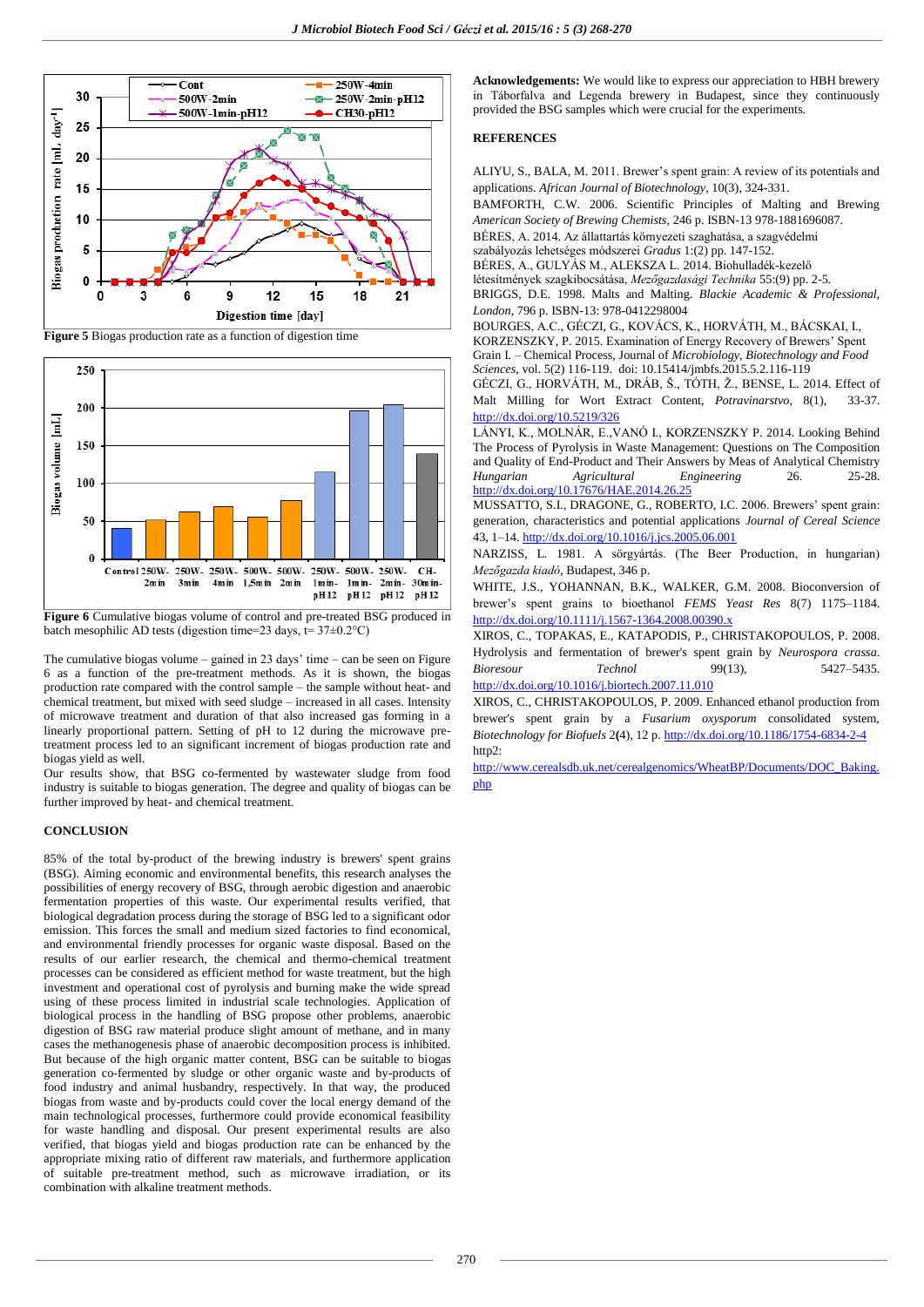Cont
250W-4min
500W-2min
250W-2min-pH12
500W-1min-pH12
CH30-pH12

Biogas production rate [ml, day$^{-1}$]

30
25
20
15
10
5
0

0 3 6 9 12 15 18 21

Digestion time [day]

**Figure 5** Biogas production rate as a function of digestion time

250
200
150
100
50
0

Biogas volume [mL]

Control 250W-2min 250W-3min 250W-4min 500W-1,5min 500W-2min 250W-1min-pH12 500W-1min-pH12 250W-2min-pH12 CH-30min-pH12

**Figure 6** Cumulative biogas volume of control and pre-treated BSG produced in batch mesophilic AD tests (digestion time=23 days, t= 37±0.2°C)

The cumulative biogas volume – gained in 23 days' time – can be seen on Figure 6 as a function of the pre-treatment methods. As it is shown, the biogas production rate compared with the control sample – the sample without heat- and chemical treatment, but mixed with seed sludge – increased in all cases. Intensity of microwave treatment and duration of that also increased gas forming in a linearly proportional pattern. Setting of pH to 12 during the microwave pre-treatment process led to an significant increment of biogas production rate and biogas yield as well.

Our results show, that BSG co-fermented by wastewater sludge from food industry is suitable to biogas generation. The degree and quality of biogas can be further improved by heat- and chemical treatment.

## CONCLUSION

85% of the total by-product of the brewing industry is brewers' spent grains (BSG). Aiming economic and environmental benefits, this research analyses the possibilities of energy recovery of BSG, through aerobic digestion and anaerobic fermentation properties of this waste. Our experimental results verified, that biological degradation process during the storage of BSG led to a significant odor emission. This forces the small and medium sized factories to find economical, and environmental friendly processes for organic waste disposal. Based on the results of our earlier research, the chemical and thermo-chemical treatment processes can be considered as efficient method for waste treatment, but the high investment and operational cost of pyrolysis and burning make the wide spread using of these process limited in industrial scale technologies. Application of biological process in the handling of BSG propose other problems, anaerobic digestion of BSG raw material produce slight amount of methane, and in many cases the methanogenesis phase of anaerobic decomposition process is inhibited. But because of the high organic matter content, BSG can be suitable to biogas generation co-fermented by sludge or other organic waste and by-products of food industry and animal husbandry, respectively. In that way, the produced biogas from waste and by-products could cover the local energy demand of the main technological processes, furthermore could provide economical feasibility for waste handling and disposal. Our present experimental results are also verified, that biogas yield and biogas production rate can be enhanced by the appropriate mixing ratio of different raw materials, and furthermore application of suitable pre-treatment method, such as microwave irradiation, or its combination with alkaline treatment methods.

**Acknowledgements:** We would like to express our appreciation to HBH brewery in Táborfalva and Legenda brewery in Budapest, since they continuously provided the BSG samples which were crucial for the experiments.

## REFERENCES

ALIYU, S., BALA, M. 2011. Brewer's spent grain: A review of its potentials and applications. *African Journal of Biotechnology*, 10(3), 324-331.

BAMFORTH, C.W. 2006. Scientific Principles of Malting and Brewing *American Society of Brewing Chemists*, 246 p. ISBN-13 978-1881696087.

BÉRES, A. 2014. Az állattartás környezeti szaghatása, a szagvédelmi szabályozás lehetséges módszerei *Gradus* 1:(2) pp. 147-152.

BÉRES, A., GULYÁS M., ALEKSZA L. 2014. Biohulladék-kezelő létesítmények szagkibocsátása, *Mezőgazdasági Technika* 55:(9) pp. 2-5.

BRIGGS, D.E. 1998. Malts and Malting. *Blackie Academic & Professional, London*, 796 p. ISBN-13: 978-0412298004

BOURGES, A.C., GÉCZI, G., KOVÁCS, K., HORVÁTH, M., BÁCSKAI, I., KORZENSZKY, P. 2015. Examination of Energy Recovery of Brewers' Spent Grain I. – Chemical Process, Journal of *Microbiology, Biotechnology and Food Sciences*, vol. 5(2) 116-119. doi: 10.15414/jmbfs.2015.5.2.116-119

GÉCZI, G., HORVÁTH, M., DRÁB, Š., TÓTH, Ž., BENSE, L. 2014. Effect of Malt Milling for Wort Extract Content, *Potravinarstvo*, 8(1), 33-37. http://dx.doi.org/10.5219/326

LÁNYI, K., MOLNÁR, E.,VANÓ I., KORZENSZKY P. 2014. Looking Behind The Process of Pyrolysis in Waste Management: Questions on The Composition and Quality of End-Product and Their Answers by Meas of Analytical Chemistry *Hungarian Agricultural Engineering* 26. 25-28. http://dx.doi.org/10.17676/HAE.2014.26.25

MUSSATTO, S.I., DRAGONE, G., ROBERTO, I.C. 2006. Brewers' spent grain: generation, characteristics and potential applications *Journal of Cereal Science* 43, 1–14. http://dx.doi.org/10.1016/j.jcs.2005.06.001

NARZISS, L. 1981. A sörgyártás. (The Beer Production, in hungarian) *Mezőgazda kiadó*, Budapest, 346 p.

WHITE, J.S., YOHANNAN, B.K., WALKER, G.M. 2008. Bioconversion of brewer's spent grains to bioethanol *FEMS Yeast Res* 8(7) 1175–1184. http://dx.doi.org/10.1111/j.1567-1364.2008.00390.x

XIROS, C., TOPAKAS, E., KATAPODIS, P., CHRISTAKOPOULOS, P. 2008. Hydrolysis and fermentation of brewer's spent grain by *Neurospora crassa*. *Bioresour Technol* 99(13), 5427–5435. http://dx.doi.org/10.1016/j.biortech.2007.11.010

XIROS, C., CHRISTAKOPOULOS, P. 2009. Enhanced ethanol production from brewer's spent grain by a *Fusarium oxysporum* consolidated system, *Biotechnology for Biofuels* 2(4), 12 p. http://dx.doi.org/10.1186/1754-6834-2-4

http2: http://www.cerealsdb.uk.net/cerealgenomics/WheatBP/Documents/DOC_Baking.php